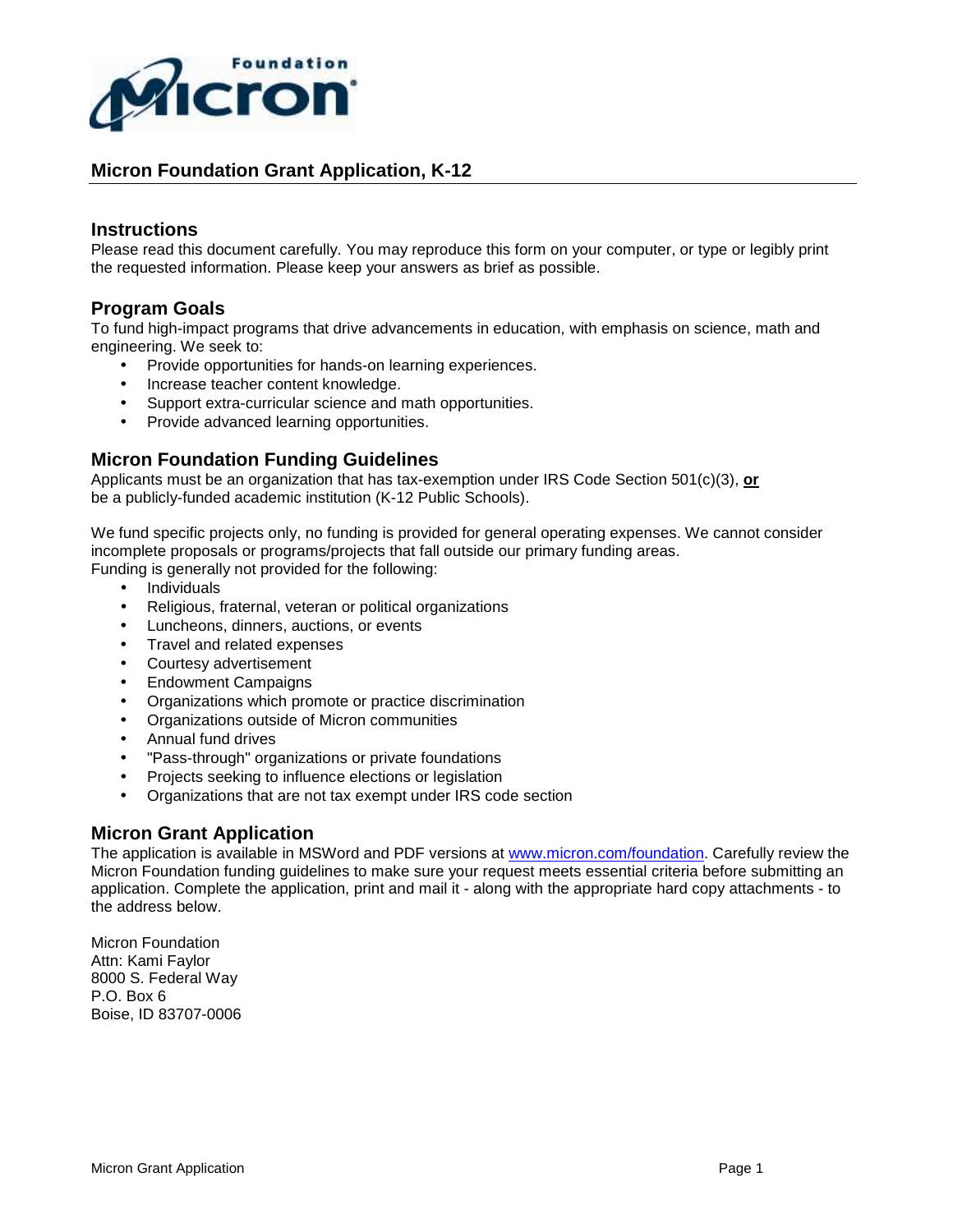# Micron Foundation Grant Application, K-12

## Instructions

Please read this document carefully. You may reproduce this form on your computer, or type or legibly print the requested information. Please keep your answers as brief as possible.

## Program Goals

To fund high-impact programs that drive advancements in education, with emphasis on science, math and engineering. We seek to:

- Provide opportunities for hands-on learning experiences.
- Increase teacher content knowledge.
- Support extra-curricular science and math opportunities.
- Provide advanced learning opportunities.

## Micron Foundation Funding Guidelines

Applicants must be an organization that has tax-exemption under IRS Code Section 501(c)(3), **or** be a publicly-funded academic institution (K-12 Public Schools).

We fund specific projects only, no funding is provided for general operating expenses. We cannot consider incomplete proposals or programs/projects that fall outside our primary funding areas.
Funding is generally not provided for the following:

- Individuals
- Religious, fraternal, veteran or political organizations
- Luncheons, dinners, auctions, or events
- Travel and related expenses
- Courtesy advertisement
- Endowment Campaigns
- Organizations which promote or practice discrimination
- Organizations outside of Micron communities
- Annual fund drives
- "Pass-through" organizations or private foundations
- Projects seeking to influence elections or legislation
- Organizations that are not tax exempt under IRS code section

## Micron Grant Application

The application is available in MSWord and PDF versions at www.micron.com/foundation. Carefully review the Micron Foundation funding guidelines to make sure your request meets essential criteria before submitting an application. Complete the application, print and mail it - along with the appropriate hard copy attachments - to the address below.

Micron Foundation
Attn: Kami Faylor
8000 S. Federal Way
P.O. Box 6
Boise, ID 83707-0006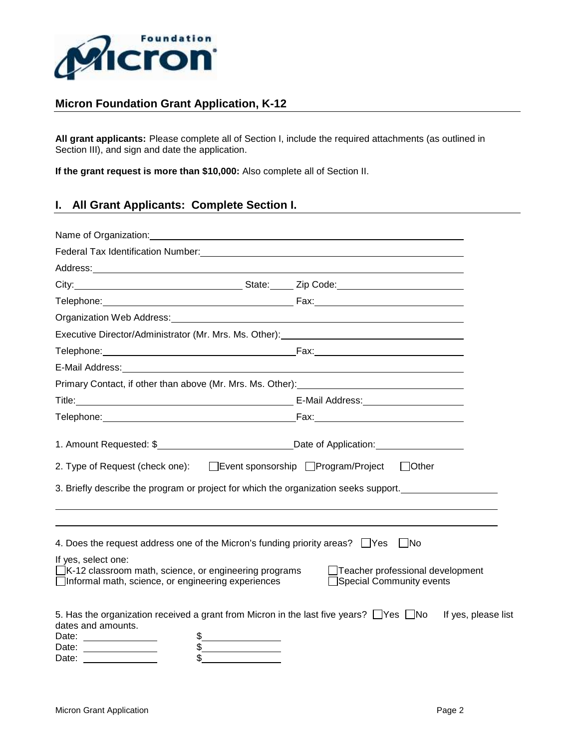## Micron Foundation Grant Application, K-12

**All grant applicants:** Please complete all of Section I, include the required attachments (as outlined in Section III), and sign and date the application.

**If the grant request is more than $10,000:** Also complete all of Section II.

## I. All Grant Applicants: Complete Section I.

Name of Organization: ____________________

Federal Tax Identification Number: ____________________

Address: ____________________

City: ____________________ State: _____ Zip Code: ____________________

Telephone: ____________________ Fax: ____________________

Organization Web Address: ____________________

Executive Director/Administrator (Mr. Mrs. Ms. Other): ____________________

Telephone: ____________________ Fax: ____________________

E-Mail Address: ____________________

Primary Contact, if other than above (Mr. Mrs. Ms. Other): ____________________

Title: ____________________ E-Mail Address: ____________________

Telephone: ____________________ Fax: ____________________

1. Amount Requested: $ ____________________ Date of Application: ____________________

2. Type of Request (check one): ☐ Event sponsorship ☐ Program/Project ☐ Other

3. Briefly describe the program or project for which the organization seeks support. ____________________

____________________

____________________

4. Does the request address one of the Micron's funding priority areas? ☐ Yes ☐ No

If yes, select one:

☐ K-12 classroom math, science, or engineering programs
☐ Informal math, science, or engineering experiences
☐ Teacher professional development
☐ Special Community events

5. Has the organization received a grant from Micron in the last five years? ☐ Yes ☐ No If yes, please list dates and amounts.

Date: ______________ $______________
Date: ______________ $______________
Date: ______________ $______________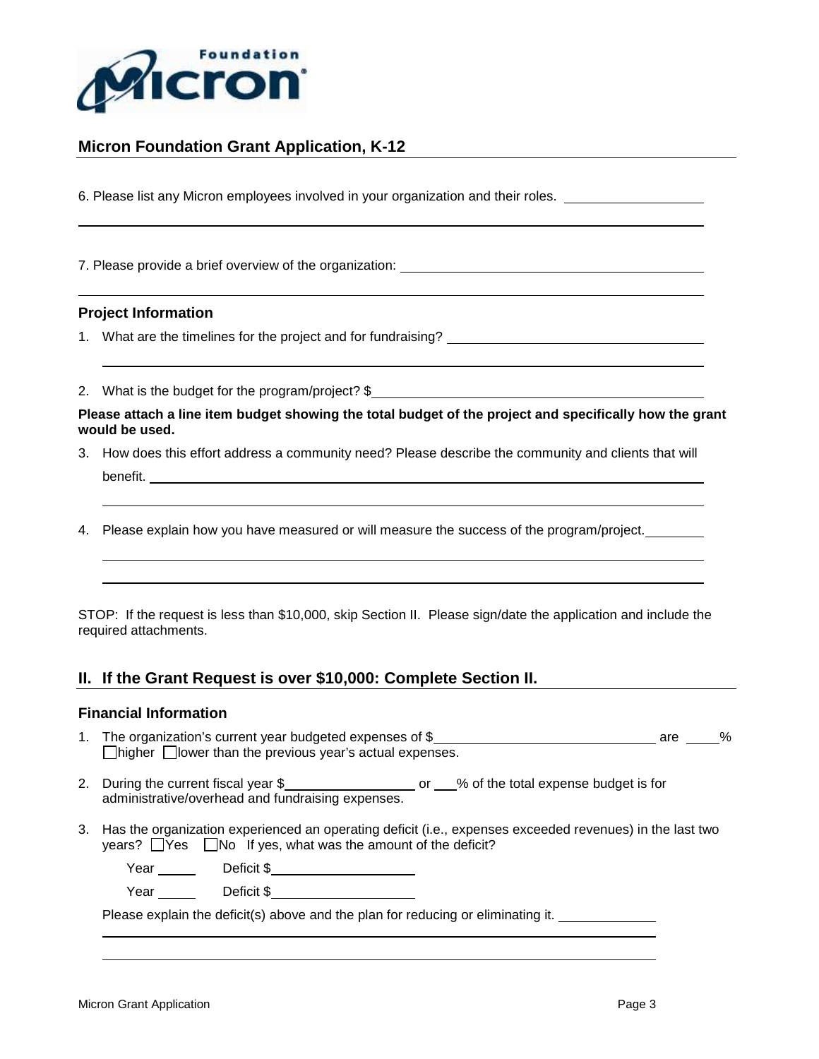Micron Foundation

## Micron Foundation Grant Application, K-12

6. Please list any Micron employees involved in your organization and their roles. ____________________

______________________________________________________________________________

7. Please provide a brief overview of the organization: ____________________________________________

______________________________________________________________________________

### Project Information

1. What are the timelines for the project and for fundraising? ____________________________________

   ______________________________________________________________________________

2. What is the budget for the program/project? $_____________________________________________

**Please attach a line item budget showing the total budget of the project and specifically how the grant would be used.**

3. How does this effort address a community need? Please describe the community and clients that will benefit. ______________________________________________________________________________

   ______________________________________________________________________________

4. Please explain how you have measured or will measure the success of the program/project. _________

   ______________________________________________________________________________

   ______________________________________________________________________________

STOP: If the request is less than $10,000, skip Section II. Please sign/date the application and include the required attachments.

## II. If the Grant Request is over $10,000: Complete Section II.

### Financial Information

1. The organization's current year budgeted expenses of $______________________________ are ____% ☐higher ☐lower than the previous year's actual expenses.

2. During the current fiscal year $__________________ or ___% of the total expense budget is for administrative/overhead and fundraising expenses.

3. Has the organization experienced an operating deficit (i.e., expenses exceeded revenues) in the last two years? ☐Yes ☐No If yes, what was the amount of the deficit?

   Year _____ Deficit $____________________

   Year _____ Deficit $____________________

   Please explain the deficit(s) above and the plan for reducing or eliminating it. _____________

   ______________________________________________________________________________

   ______________________________________________________________________________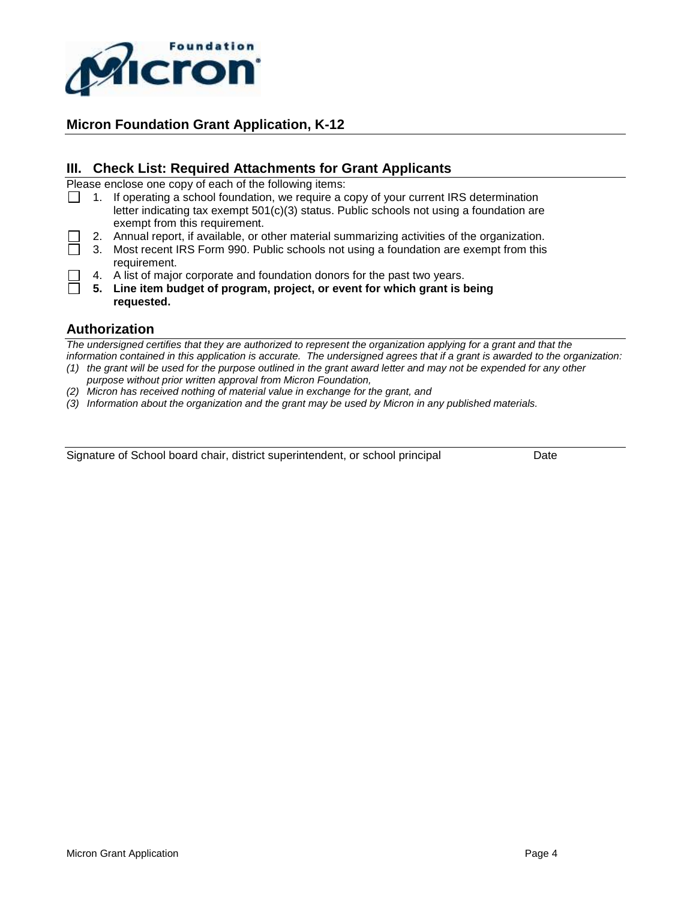## Micron Foundation Grant Application, K-12

## III. Check List: Required Attachments for Grant Applicants

Please enclose one copy of each of the following items:

- ☐ 1. If operating a school foundation, we require a copy of your current IRS determination letter indicating tax exempt 501(c)(3) status. Public schools not using a foundation are exempt from this requirement.
- ☐ 2. Annual report, if available, or other material summarizing activities of the organization.
- ☐ 3. Most recent IRS Form 990. Public schools not using a foundation are exempt from this requirement.
- ☐ 4. A list of major corporate and foundation donors for the past two years.
- ☐ **5. Line item budget of program, project, or event for which grant is being requested.**

## Authorization

*The undersigned certifies that they are authorized to represent the organization applying for a grant and that the information contained in this application is accurate. The undersigned agrees that if a grant is awarded to the organization:*

*(1) the grant will be used for the purpose outlined in the grant award letter and may not be expended for any other purpose without prior written approval from Micron Foundation,*

*(2) Micron has received nothing of material value in exchange for the grant, and*

*(3) Information about the organization and the grant may be used by Micron in any published materials.*

Signature of School board chair, district superintendent, or school principal Date